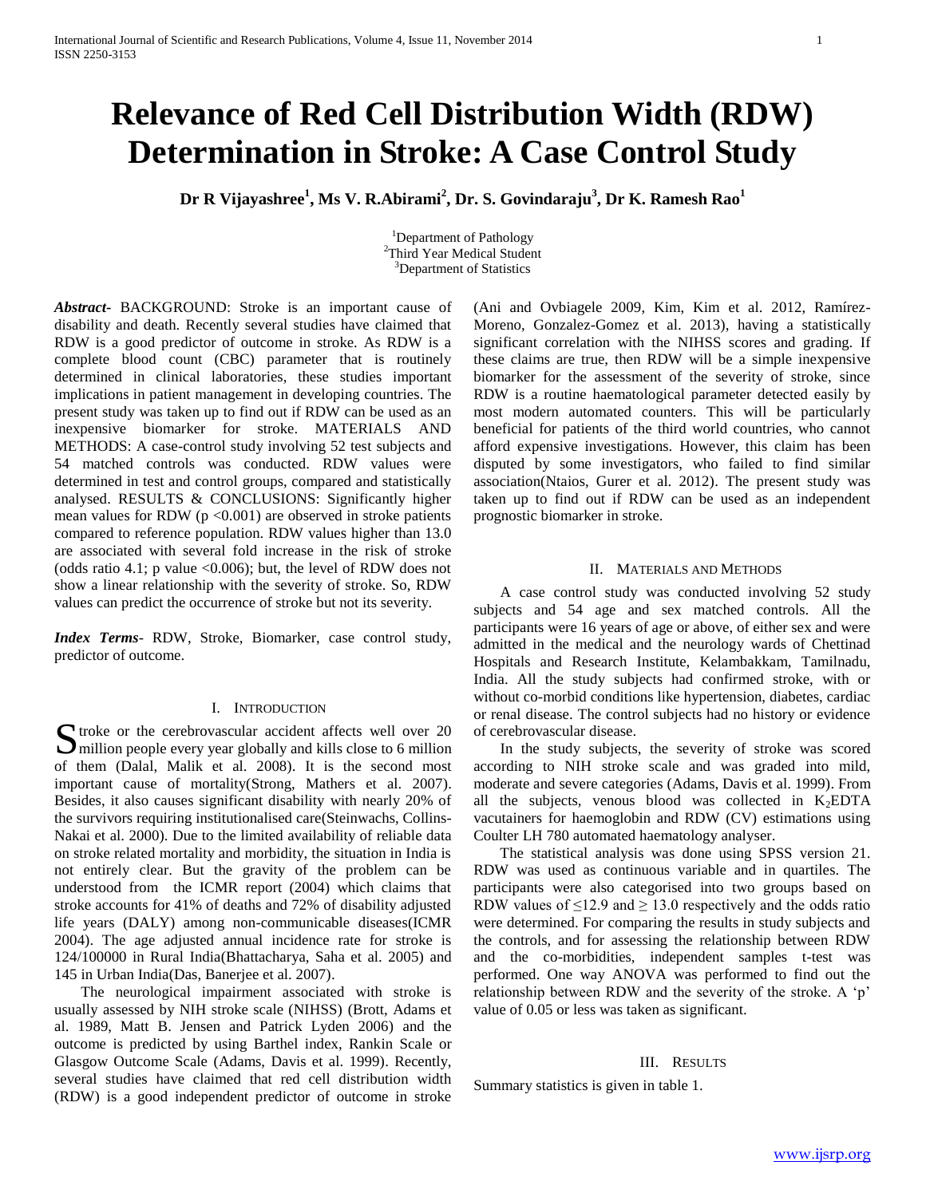# Relevance of Red Cell Distribution Width (RDW) Determination in Stroke: A Case Control Study

**Dr R Vijayashree[1], Ms V. R.Abirami[2], Dr. S. Govindaraju[3], Dr K. Ramesh Rao[1]**

[1]Department of Pathology
[2]Third Year Medical Student
[3]Department of Statistics

***Abstract***- BACKGROUND: Stroke is an important cause of disability and death. Recently several studies have claimed that RDW is a good predictor of outcome in stroke. As RDW is a complete blood count (CBC) parameter that is routinely determined in clinical laboratories, these studies important implications in patient management in developing countries. The present study was taken up to find out if RDW can be used as an inexpensive biomarker for stroke. MATERIALS AND METHODS: A case-control study involving 52 test subjects and 54 matched controls was conducted. RDW values were determined in test and control groups, compared and statistically analysed. RESULTS & CONCLUSIONS: Significantly higher mean values for RDW ($p < 0.001$) are observed in stroke patients compared to reference population. RDW values higher than 13.0 are associated with several fold increase in the risk of stroke (odds ratio 4.1; p value <0.006); but, the level of RDW does not show a linear relationship with the severity of stroke. So, RDW values can predict the occurrence of stroke but not its severity.

***Index Terms***- RDW, Stroke, Biomarker, case control study, predictor of outcome.

## I. Introduction

Stroke or the cerebrovascular accident affects well over 20 million people every year globally and kills close to 6 million of them (Dalal, Malik et al. 2008). It is the second most important cause of mortality(Strong, Mathers et al. 2007). Besides, it also causes significant disability with nearly 20% of the survivors requiring institutionalised care(Steinwachs, Collins-Nakai et al. 2000). Due to the limited availability of reliable data on stroke related mortality and morbidity, the situation in India is not entirely clear. But the gravity of the problem can be understood from the ICMR report (2004) which claims that stroke accounts for 41% of deaths and 72% of disability adjusted life years (DALY) among non-communicable diseases(ICMR 2004). The age adjusted annual incidence rate for stroke is 124/100000 in Rural India(Bhattacharya, Saha et al. 2005) and 145 in Urban India(Das, Banerjee et al. 2007).

The neurological impairment associated with stroke is usually assessed by NIH stroke scale (NIHSS) (Brott, Adams et al. 1989, Matt B. Jensen and Patrick Lyden 2006) and the outcome is predicted by using Barthel index, Rankin Scale or Glasgow Outcome Scale (Adams, Davis et al. 1999). Recently, several studies have claimed that red cell distribution width (RDW) is a good independent predictor of outcome in stroke (Ani and Ovbiagele 2009, Kim, Kim et al. 2012, Ramírez-Moreno, Gonzalez-Gomez et al. 2013), having a statistically significant correlation with the NIHSS scores and grading. If these claims are true, then RDW will be a simple inexpensive biomarker for the assessment of the severity of stroke, since RDW is a routine haematological parameter detected easily by most modern automated counters. This will be particularly beneficial for patients of the third world countries, who cannot afford expensive investigations. However, this claim has been disputed by some investigators, who failed to find similar association(Ntaios, Gurer et al. 2012). The present study was taken up to find out if RDW can be used as an independent prognostic biomarker in stroke.

## II. Materials and Methods

A case control study was conducted involving 52 study subjects and 54 age and sex matched controls. All the participants were 16 years of age or above, of either sex and were admitted in the medical and the neurology wards of Chettinad Hospitals and Research Institute, Kelambakkam, Tamilnadu, India. All the study subjects had confirmed stroke, with or without co-morbid conditions like hypertension, diabetes, cardiac or renal disease. The control subjects had no history or evidence of cerebrovascular disease.

In the study subjects, the severity of stroke was scored according to NIH stroke scale and was graded into mild, moderate and severe categories (Adams, Davis et al. 1999). From all the subjects, venous blood was collected in $K_2EDTA$ vacutainers for haemoglobin and RDW (CV) estimations using Coulter LH 780 automated haematology analyser.

The statistical analysis was done using SPSS version 21. RDW was used as continuous variable and in quartiles. The participants were also categorised into two groups based on RDW values of $\leq 12.9$ and $\geq 13.0$ respectively and the odds ratio were determined. For comparing the results in study subjects and the controls, and for assessing the relationship between RDW and the co-morbidities, independent samples t-test was performed. One way ANOVA was performed to find out the relationship between RDW and the severity of the stroke. A 'p' value of 0.05 or less was taken as significant.

## III. Results

Summary statistics is given in table 1.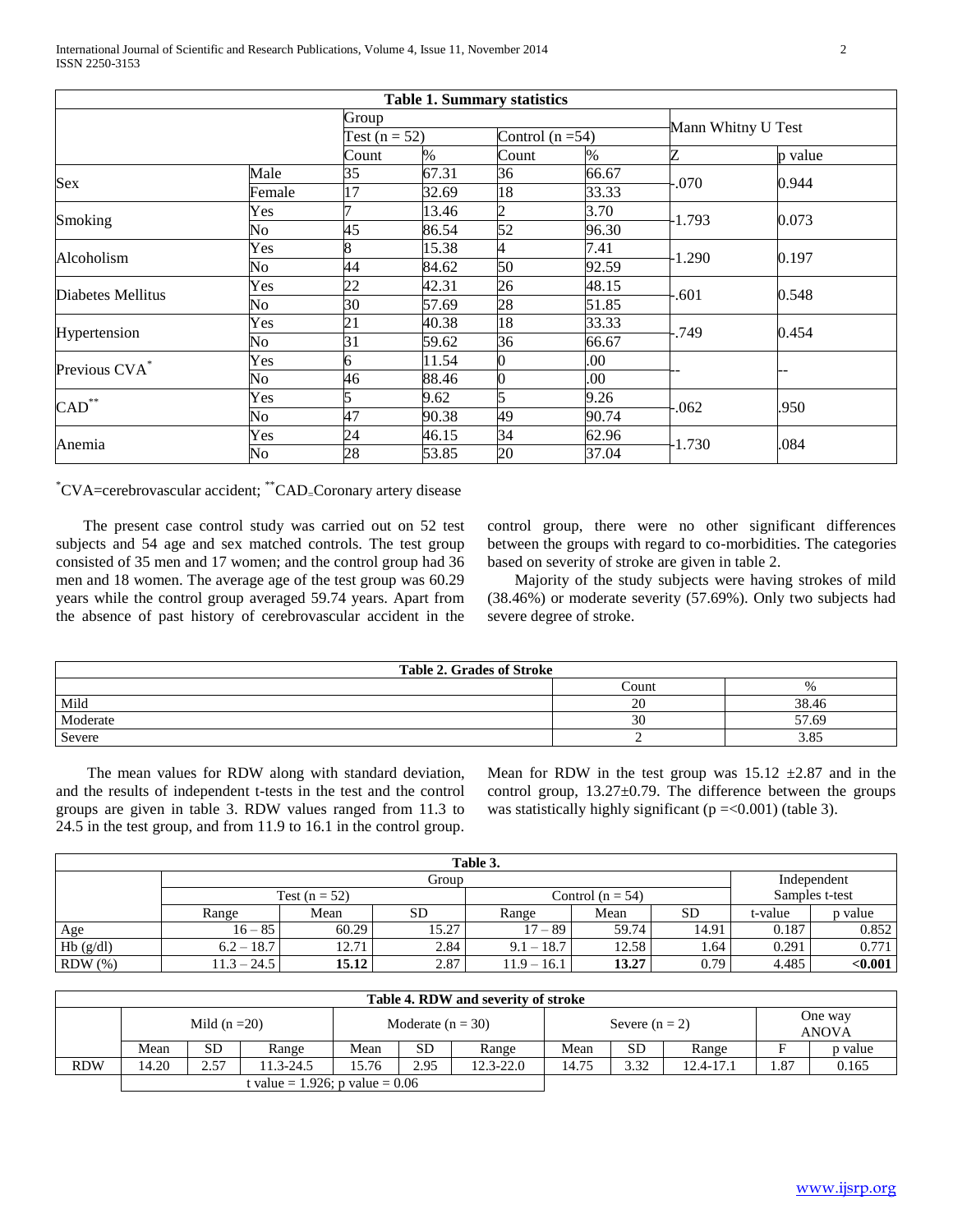**Table 1. Summary statistics**

| | | Group | | | | Mann Whitny U Test | |
|---|---|---|---|---|---|---|---|
| | | Test (n = 52) | | Control (n =54) | | | |
| | | Count | % | Count | % | Z | p value |
| Sex | Male | 35 | 67.31 | 36 | 66.67 | -.070 | 0.944 |
| | Female | 17 | 32.69 | 18 | 33.33 | | |
| Smoking | Yes | 7 | 13.46 | 2 | 3.70 | -1.793 | 0.073 |
| | No | 45 | 86.54 | 52 | 96.30 | | |
| Alcoholism | Yes | 8 | 15.38 | 4 | 7.41 | -1.290 | 0.197 |
| | No | 44 | 84.62 | 50 | 92.59 | | |
| Diabetes Mellitus | Yes | 22 | 42.31 | 26 | 48.15 | -.601 | 0.548 |
| | No | 30 | 57.69 | 28 | 51.85 | | |
| Hypertension | Yes | 21 | 40.38 | 18 | 33.33 | -.749 | 0.454 |
| | No | 31 | 59.62 | 36 | 66.67 | | |
| Previous CVA* | Yes | 6 | 11.54 | 0 | .00 | -- | -- |
| | No | 46 | 88.46 | 0 | .00 | | |
| CAD** | Yes | 5 | 9.62 | 5 | 9.26 | -.062 | .950 |
| | No | 47 | 90.38 | 49 | 90.74 | | |
| Anemia | Yes | 24 | 46.15 | 34 | 62.96 | -1.730 | .084 |
| | No | 28 | 53.85 | 20 | 37.04 | | |

*CVA=cerebrovascular accident; **CAD=Coronary artery disease

The present case control study was carried out on 52 test subjects and 54 age and sex matched controls. The test group consisted of 35 men and 17 women; and the control group had 36 men and 18 women. The average age of the test group was 60.29 years while the control group averaged 59.74 years. Apart from the absence of past history of cerebrovascular accident in the control group, there were no other significant differences between the groups with regard to co-morbidities. The categories based on severity of stroke are given in table 2.

Majority of the study subjects were having strokes of mild (38.46%) or moderate severity (57.69%). Only two subjects had severe degree of stroke.

**Table 2. Grades of Stroke**

| | Count | % |
|---|---|---|
| Mild | 20 | 38.46 |
| Moderate | 30 | 57.69 |
| Severe | 2 | 3.85 |

The mean values for RDW along with standard deviation, and the results of independent t-tests in the test and the control groups are given in table 3. RDW values ranged from 11.3 to 24.5 in the test group, and from 11.9 to 16.1 in the control group. Mean for RDW in the test group was 15.12 ±2.87 and in the control group, 13.27±0.79. The difference between the groups was statistically highly significant (p =<0.001) (table 3).

**Table 3.**

| | Group | | | | | | Independent Samples t-test | |
|---|---|---|---|---|---|---|---|---|
| | Test (n = 52) | | | Control (n = 54) | | | | |
| | Range | Mean | SD | Range | Mean | SD | t-value | p value |
| Age | 16 – 85 | 60.29 | 15.27 | 17 – 89 | 59.74 | 14.91 | 0.187 | 0.852 |
| Hb (g/dl) | 6.2 – 18.7 | 12.71 | 2.84 | 9.1 – 18.7 | 12.58 | 1.64 | 0.291 | 0.771 |
| RDW (%) | 11.3 – 24.5 | **15.12** | 2.87 | 11.9 – 16.1 | **13.27** | 0.79 | 4.485 | **<0.001** |

**Table 4. RDW and severity of stroke**

| | Mild (n =20) | | | Moderate (n = 30) | | | Severe (n = 2) | | | One way ANOVA | |
|---|---|---|---|---|---|---|---|---|---|---|---|
| | Mean | SD | Range | Mean | SD | Range | Mean | SD | Range | F | p value |
| RDW | 14.20 | 2.57 | 11.3-24.5 | 15.76 | 2.95 | 12.3-22.0 | 14.75 | 3.32 | 12.4-17.1 | 1.87 | 0.165 |
| | t value = 1.926; p value = 0.06 | | | | | | | | | | |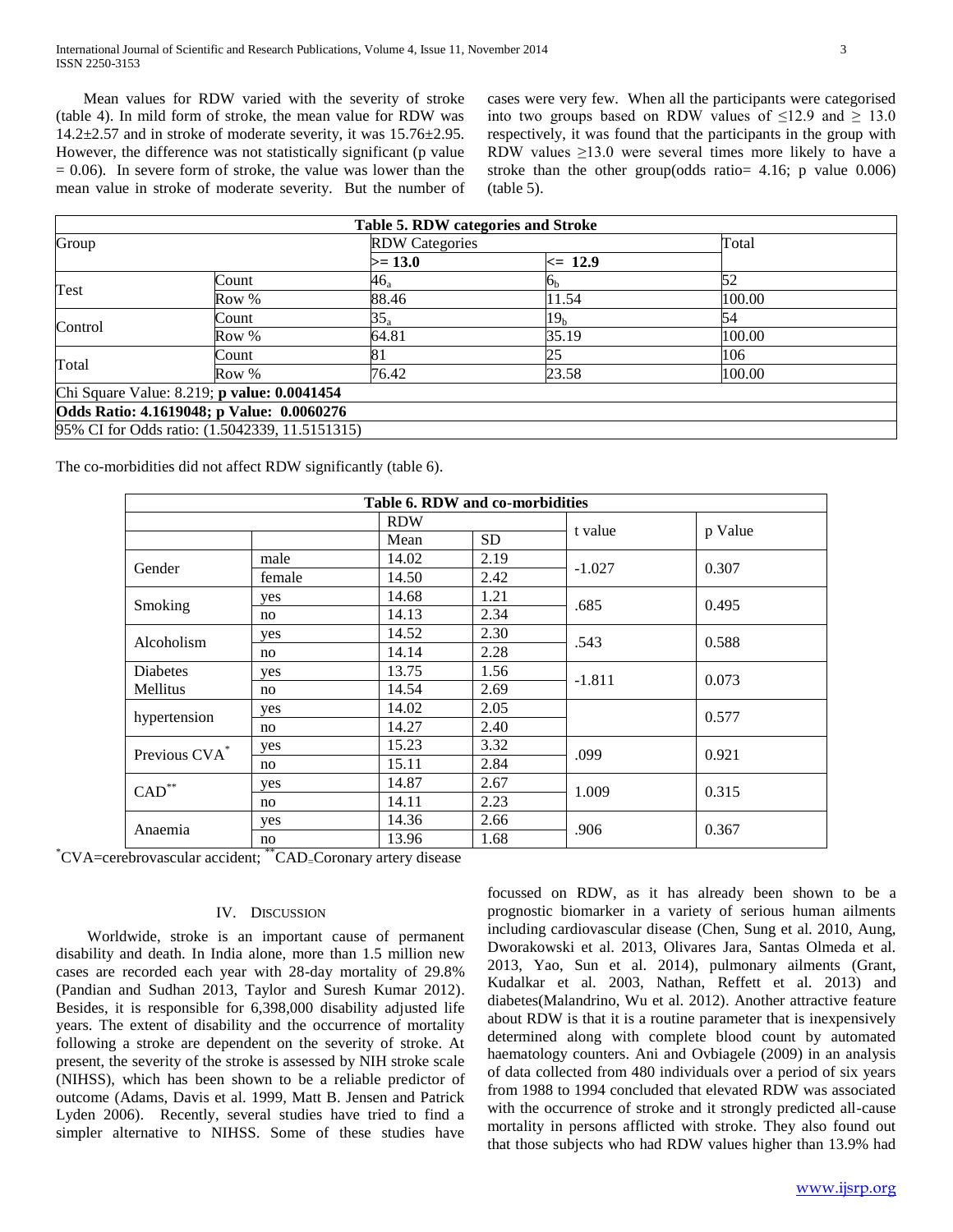Mean values for RDW varied with the severity of stroke (table 4). In mild form of stroke, the mean value for RDW was 14.2±2.57 and in stroke of moderate severity, it was 15.76±2.95. However, the difference was not statistically significant (p value = 0.06). In severe form of stroke, the value was lower than the mean value in stroke of moderate severity. But the number of cases were very few. When all the participants were categorised into two groups based on RDW values of ≤12.9 and ≥ 13.0 respectively, it was found that the participants in the group with RDW values ≥13.0 were several times more likely to have a stroke than the other group(odds ratio= 4.16; p value 0.006) (table 5).

**Table 5. RDW categories and Stroke**

| Group | | RDW Categories | | Total |
|---|---|---|---|---|
| | | **>= 13.0** | **<= 12.9** | |
| Test | Count | $46_a$ | $6_b$ | 52 |
| | Row % | 88.46 | 11.54 | 100.00 |
| Control | Count | $35_a$ | $19_b$ | 54 |
| | Row % | 64.81 | 35.19 | 100.00 |
| Total | Count | 81 | 25 | 106 |
| | Row % | 76.42 | 23.58 | 100.00 |
| Chi Square Value: 8.219; **p value: 0.0041454** | | | | |
| **Odds Ratio: 4.1619048; p Value: 0.0060276** | | | | |
| 95% CI for Odds ratio: (1.5042339, 11.5151315) | | | | |

The co-morbidities did not affect RDW significantly (table 6).

**Table 6. RDW and co-morbidities**

| | | RDW | | t value | p Value |
|---|---|---|---|---|---|
| | | Mean | SD | | |
| Gender | male | 14.02 | 2.19 | -1.027 | 0.307 |
| | female | 14.50 | 2.42 | | |
| Smoking | yes | 14.68 | 1.21 | .685 | 0.495 |
| | no | 14.13 | 2.34 | | |
| Alcoholism | yes | 14.52 | 2.30 | .543 | 0.588 |
| | no | 14.14 | 2.28 | | |
| Diabetes Mellitus | yes | 13.75 | 1.56 | -1.811 | 0.073 |
| | no | 14.54 | 2.69 | | |
| hypertension | yes | 14.02 | 2.05 | | 0.577 |
| | no | 14.27 | 2.40 | | |
| Previous CVA* | yes | 15.23 | 3.32 | .099 | 0.921 |
| | no | 15.11 | 2.84 | | |
| CAD** | yes | 14.87 | 2.67 | 1.009 | 0.315 |
| | no | 14.11 | 2.23 | | |
| Anaemia | yes | 14.36 | 2.66 | .906 | 0.367 |
| | no | 13.96 | 1.68 | | |

*CVA=cerebrovascular accident; **CAD=Coronary artery disease

## IV. Discussion

Worldwide, stroke is an important cause of permanent disability and death. In India alone, more than 1.5 million new cases are recorded each year with 28-day mortality of 29.8% (Pandian and Sudhan 2013, Taylor and Suresh Kumar 2012). Besides, it is responsible for 6,398,000 disability adjusted life years. The extent of disability and the occurrence of mortality following a stroke are dependent on the severity of stroke. At present, the severity of the stroke is assessed by NIH stroke scale (NIHSS), which has been shown to be a reliable predictor of outcome (Adams, Davis et al. 1999, Matt B. Jensen and Patrick Lyden 2006). Recently, several studies have tried to find a simpler alternative to NIHSS. Some of these studies have focussed on RDW, as it has already been shown to be a prognostic biomarker in a variety of serious human ailments including cardiovascular disease (Chen, Sung et al. 2010, Aung, Dworakowski et al. 2013, Olivares Jara, Santas Olmeda et al. 2013, Yao, Sun et al. 2014), pulmonary ailments (Grant, Kudalkar et al. 2003, Nathan, Reffett et al. 2013) and diabetes(Malandrino, Wu et al. 2012). Another attractive feature about RDW is that it is a routine parameter that is inexpensively determined along with complete blood count by automated haematology counters. Ani and Ovbiagele (2009) in an analysis of data collected from 480 individuals over a period of six years from 1988 to 1994 concluded that elevated RDW was associated with the occurrence of stroke and it strongly predicted all-cause mortality in persons afflicted with stroke. They also found out that those subjects who had RDW values higher than 13.9% had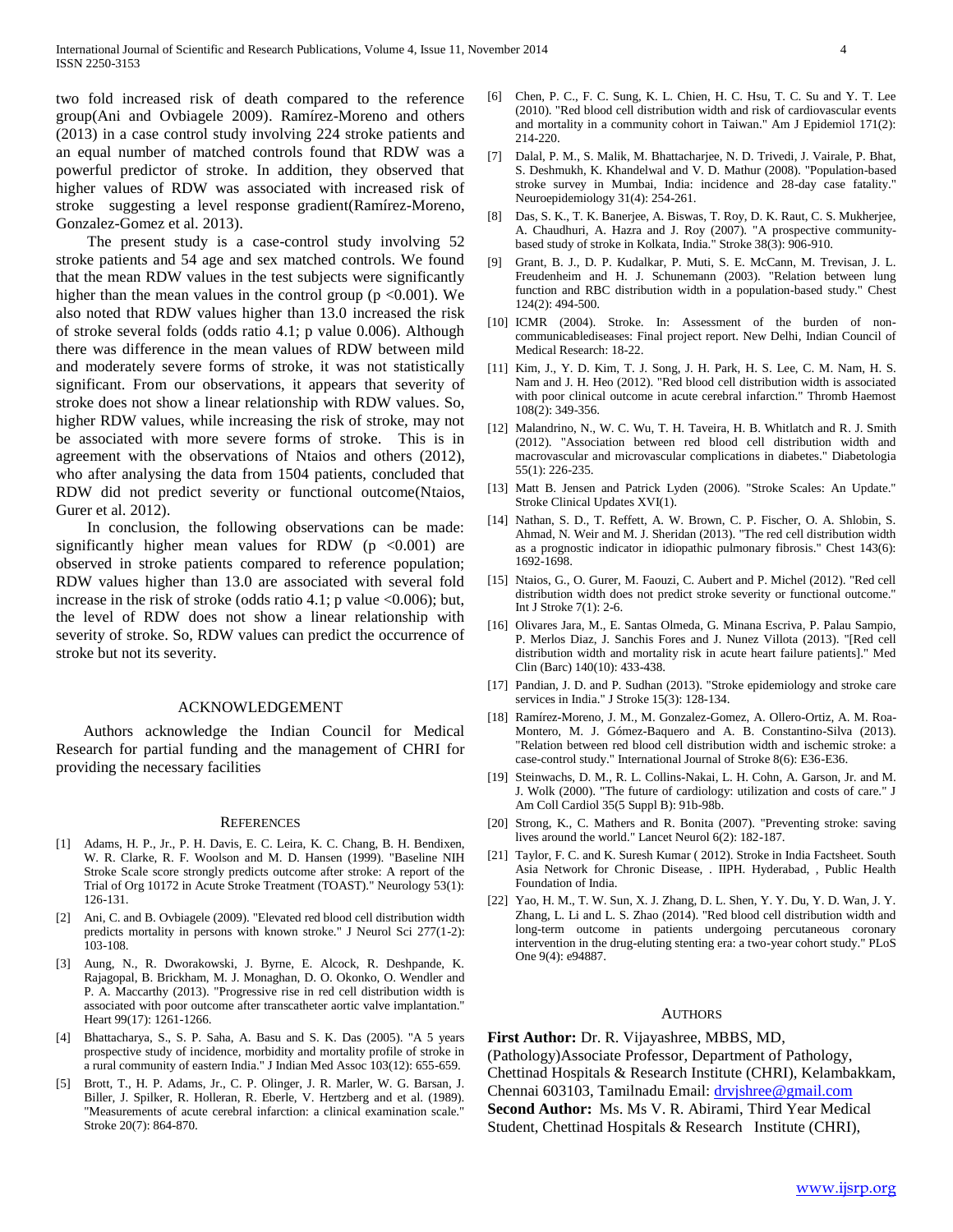two fold increased risk of death compared to the reference group(Ani and Ovbiagele 2009). Ramírez-Moreno and others (2013) in a case control study involving 224 stroke patients and an equal number of matched controls found that RDW was a powerful predictor of stroke. In addition, they observed that higher values of RDW was associated with increased risk of stroke suggesting a level response gradient(Ramírez-Moreno, Gonzalez-Gomez et al. 2013).

The present study is a case-control study involving 52 stroke patients and 54 age and sex matched controls. We found that the mean RDW values in the test subjects were significantly higher than the mean values in the control group ($p < 0.001$). We also noted that RDW values higher than 13.0 increased the risk of stroke several folds (odds ratio 4.1; p value 0.006). Although there was difference in the mean values of RDW between mild and moderately severe forms of stroke, it was not statistically significant. From our observations, it appears that severity of stroke does not show a linear relationship with RDW values. So, higher RDW values, while increasing the risk of stroke, may not be associated with more severe forms of stroke. This is in agreement with the observations of Ntaios and others (2012), who after analysing the data from 1504 patients, concluded that RDW did not predict severity or functional outcome(Ntaios, Gurer et al. 2012).

In conclusion, the following observations can be made: significantly higher mean values for RDW ($p < 0.001$) are observed in stroke patients compared to reference population; RDW values higher than 13.0 are associated with several fold increase in the risk of stroke (odds ratio 4.1; p value <0.006); but, the level of RDW does not show a linear relationship with severity of stroke. So, RDW values can predict the occurrence of stroke but not its severity.

## ACKNOWLEDGEMENT

Authors acknowledge the Indian Council for Medical Research for partial funding and the management of CHRI for providing the necessary facilities

## REFERENCES

[1] Adams, H. P., Jr., P. H. Davis, E. C. Leira, K. C. Chang, B. H. Bendixen, W. R. Clarke, R. F. Woolson and M. D. Hansen (1999). "Baseline NIH Stroke Scale score strongly predicts outcome after stroke: A report of the Trial of Org 10172 in Acute Stroke Treatment (TOAST)." Neurology 53(1): 126-131.

[2] Ani, C. and B. Ovbiagele (2009). "Elevated red blood cell distribution width predicts mortality in persons with known stroke." J Neurol Sci 277(1-2): 103-108.

[3] Aung, N., R. Dworakowski, J. Byrne, E. Alcock, R. Deshpande, K. Rajagopal, B. Brickham, M. J. Monaghan, D. O. Okonko, O. Wendler and P. A. Maccarthy (2013). "Progressive rise in red cell distribution width is associated with poor outcome after transcatheter aortic valve implantation." Heart 99(17): 1261-1266.

[4] Bhattacharya, S., S. P. Saha, A. Basu and S. K. Das (2005). "A 5 years prospective study of incidence, morbidity and mortality profile of stroke in a rural community of eastern India." J Indian Med Assoc 103(12): 655-659.

[5] Brott, T., H. P. Adams, Jr., C. P. Olinger, J. R. Marler, W. G. Barsan, J. Biller, J. Spilker, R. Holleran, R. Eberle, V. Hertzberg and et al. (1989). "Measurements of acute cerebral infarction: a clinical examination scale." Stroke 20(7): 864-870.

[6] Chen, P. C., F. C. Sung, K. L. Chien, H. C. Hsu, T. C. Su and Y. T. Lee (2010). "Red blood cell distribution width and risk of cardiovascular events and mortality in a community cohort in Taiwan." Am J Epidemiol 171(2): 214-220.

[7] Dalal, P. M., S. Malik, M. Bhattacharjee, N. D. Trivedi, J. Vairale, P. Bhat, S. Deshmukh, K. Khandelwal and V. D. Mathur (2008). "Population-based stroke survey in Mumbai, India: incidence and 28-day case fatality." Neuroepidemiology 31(4): 254-261.

[8] Das, S. K., T. K. Banerjee, A. Biswas, T. Roy, D. K. Raut, C. S. Mukherjee, A. Chaudhuri, A. Hazra and J. Roy (2007). "A prospective community-based study of stroke in Kolkata, India." Stroke 38(3): 906-910.

[9] Grant, B. J., D. P. Kudalkar, P. Muti, S. E. McCann, M. Trevisan, J. L. Freudenheim and H. J. Schunemann (2003). "Relation between lung function and RBC distribution width in a population-based study." Chest 124(2): 494-500.

[10] ICMR (2004). Stroke. In: Assessment of the burden of non-communicablediseases: Final project report. New Delhi, Indian Council of Medical Research: 18-22.

[11] Kim, J., Y. D. Kim, T. J. Song, J. H. Park, H. S. Lee, C. M. Nam, H. S. Nam and J. H. Heo (2012). "Red blood cell distribution width is associated with poor clinical outcome in acute cerebral infarction." Thromb Haemost 108(2): 349-356.

[12] Malandrino, N., W. C. Wu, T. H. Taveira, H. B. Whitlatch and R. J. Smith (2012). "Association between red blood cell distribution width and macrovascular and microvascular complications in diabetes." Diabetologia 55(1): 226-235.

[13] Matt B. Jensen and Patrick Lyden (2006). "Stroke Scales: An Update." Stroke Clinical Updates XVI(1).

[14] Nathan, S. D., T. Reffett, A. W. Brown, C. P. Fischer, O. A. Shlobin, S. Ahmad, N. Weir and M. J. Sheridan (2013). "The red cell distribution width as a prognostic indicator in idiopathic pulmonary fibrosis." Chest 143(6): 1692-1698.

[15] Ntaios, G., O. Gurer, M. Faouzi, C. Aubert and P. Michel (2012). "Red cell distribution width does not predict stroke severity or functional outcome." Int J Stroke 7(1): 2-6.

[16] Olivares Jara, M., E. Santas Olmeda, G. Minana Escriva, P. Palau Sampio, P. Merlos Diaz, J. Sanchis Fores and J. Nunez Villota (2013). "[Red cell distribution width and mortality risk in acute heart failure patients]." Med Clin (Barc) 140(10): 433-438.

[17] Pandian, J. D. and P. Sudhan (2013). "Stroke epidemiology and stroke care services in India." J Stroke 15(3): 128-134.

[18] Ramírez-Moreno, J. M., M. Gonzalez-Gomez, A. Ollero-Ortiz, A. M. Roa-Montero, M. J. Gómez-Baquero and A. B. Constantino-Silva (2013). "Relation between red blood cell distribution width and ischemic stroke: a case-control study." International Journal of Stroke 8(6): E36-E36.

[19] Steinwachs, D. M., R. L. Collins-Nakai, L. H. Cohn, A. Garson, Jr. and M. J. Wolk (2000). "The future of cardiology: utilization and costs of care." J Am Coll Cardiol 35(5 Suppl B): 91b-98b.

[20] Strong, K., C. Mathers and R. Bonita (2007). "Preventing stroke: saving lives around the world." Lancet Neurol 6(2): 182-187.

[21] Taylor, F. C. and K. Suresh Kumar ( 2012). Stroke in India Factsheet. South Asia Network for Chronic Disease, . IIPH. Hyderabad, , Public Health Foundation of India.

[22] Yao, H. M., T. W. Sun, X. J. Zhang, D. L. Shen, Y. Y. Du, Y. D. Wan, J. Y. Zhang, L. Li and L. S. Zhao (2014). "Red blood cell distribution width and long-term outcome in patients undergoing percutaneous coronary intervention in the drug-eluting stenting era: a two-year cohort study." PLoS One 9(4): e94887.

## AUTHORS

**First Author:** Dr. R. Vijayashree, MBBS, MD, (Pathology)Associate Professor, Department of Pathology, Chettinad Hospitals & Research Institute (CHRI), Kelambakkam, Chennai 603103, Tamilnadu Email: drvjshree@gmail.com

**Second Author:** Ms. Ms V. R. Abirami, Third Year Medical Student, Chettinad Hospitals & Research Institute (CHRI),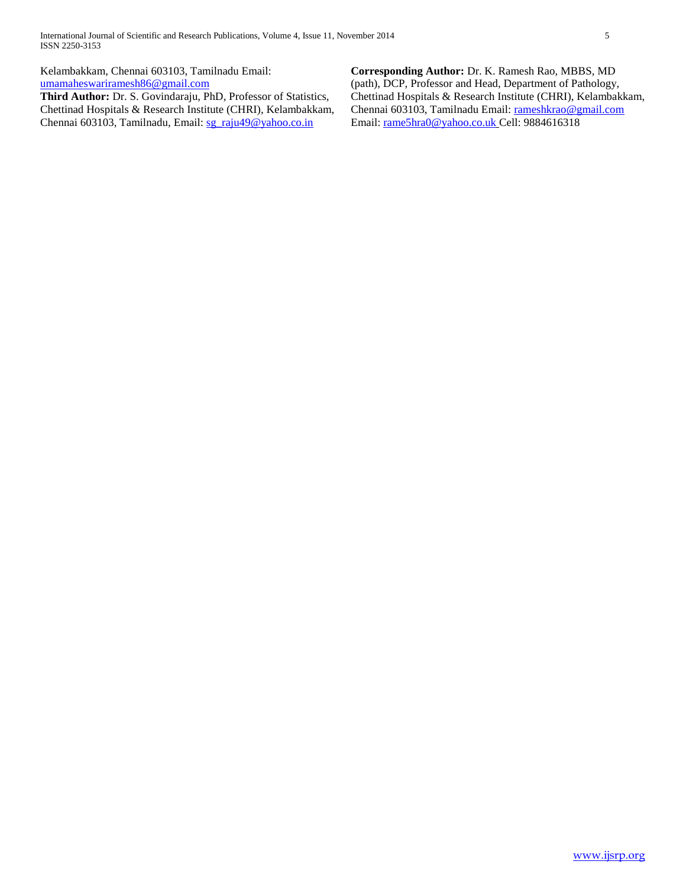Kelambakkam, Chennai 603103, Tamilnadu Email: umamaheswariramesh86@gmail.com

**Third Author:** Dr. S. Govindaraju, PhD, Professor of Statistics, Chettinad Hospitals & Research Institute (CHRI), Kelambakkam, Chennai 603103, Tamilnadu, Email: sg_raju49@yahoo.co.in

**Corresponding Author:** Dr. K. Ramesh Rao, MBBS, MD (path), DCP, Professor and Head, Department of Pathology, Chettinad Hospitals & Research Institute (CHRI), Kelambakkam, Chennai 603103, Tamilnadu Email: rameshkrao@gmail.com Email: rame5hra0@yahoo.co.uk Cell: 9884616318